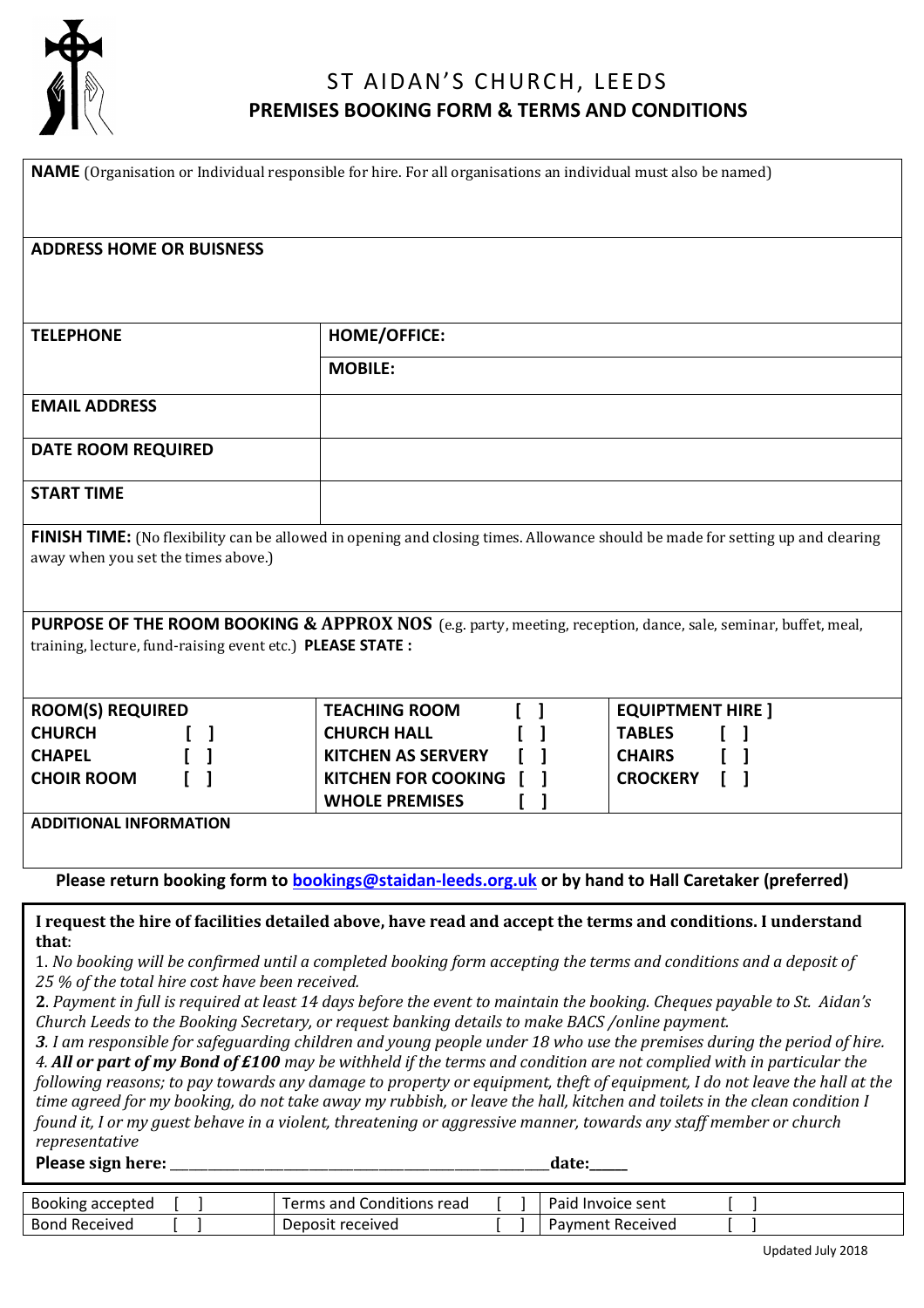# ST AIDAN'S CHURCH, LEEDS

## PREMISES BOOKING FORM & TERMS AND CONDITIONS

**NAME** (Organisation or Individual responsible for hire. For all organisations an individual must also be named)

**ADDRESS HOME OR BUISNESS**

| | |
|---|---|
| **TELEPHONE** | **HOME/OFFICE:** |
| | **MOBILE:** |
| **EMAIL ADDRESS** | |
| **DATE ROOM REQUIRED** | |
| **START TIME** | |

**FINISH TIME:** (No flexibility can be allowed in opening and closing times. Allowance should be made for setting up and clearing away when you set the times above.)

**PURPOSE OF THE ROOM BOOKING & APPROX NOS** (e.g. party, meeting, reception, dance, sale, seminar, buffet, meal, training, lecture, fund-raising event etc.) **PLEASE STATE :**

| **ROOM(S) REQUIRED** | **TEACHING ROOM [ ]** | **EQUIPTMENT HIRE ]** |
|---|---|---|
| **CHURCH [ ]** | **CHURCH HALL [ ]** | **TABLES [ ]** |
| **CHAPEL [ ]** | **KITCHEN AS SERVERY [ ]** | **CHAIRS [ ]** |
| **CHOIR ROOM [ ]** | **KITCHEN FOR COOKING [ ]** | **CROCKERY [ ]** |
| | **WHOLE PREMISES [ ]** | |

**ADDITIONAL INFORMATION**

**Please return booking form to bookings@staidan-leeds.org.uk or by hand to Hall Caretaker (preferred)**

**I request the hire of facilities detailed above, have read and accept the terms and conditions. I understand that**:

1. *No booking will be confirmed until a completed booking form accepting the terms and conditions and a deposit of 25 % of the total hire cost have been received.*

**2**. *Payment in full is required at least 14 days before the event to maintain the booking. Cheques payable to St. Aidan's Church Leeds to the Booking Secretary, or request banking details to make BACS /online payment.*

*3. I am responsible for safeguarding children and young people under 18 who use the premises during the period of hire.*

*4.* ***All or part of my Bond of £100*** *may be withheld if the terms and condition are not complied with in particular the following reasons; to pay towards any damage to property or equipment, theft of equipment, I do not leave the hall at the time agreed for my booking, do not take away my rubbish, or leave the hall, kitchen and toilets in the clean condition I found it, I or my guest behave in a violent, threatening or aggressive manner, towards any staff member or church representative*

**Please sign here:** ___________________________________________ **date:**_____

| | | |
|---|---|---|
| Booking accepted [ ] | Terms and Conditions read [ ] | Paid Invoice sent [ ] |
| Bond Received [ ] | Deposit received [ ] | Payment Received [ ] |

Updated July 2018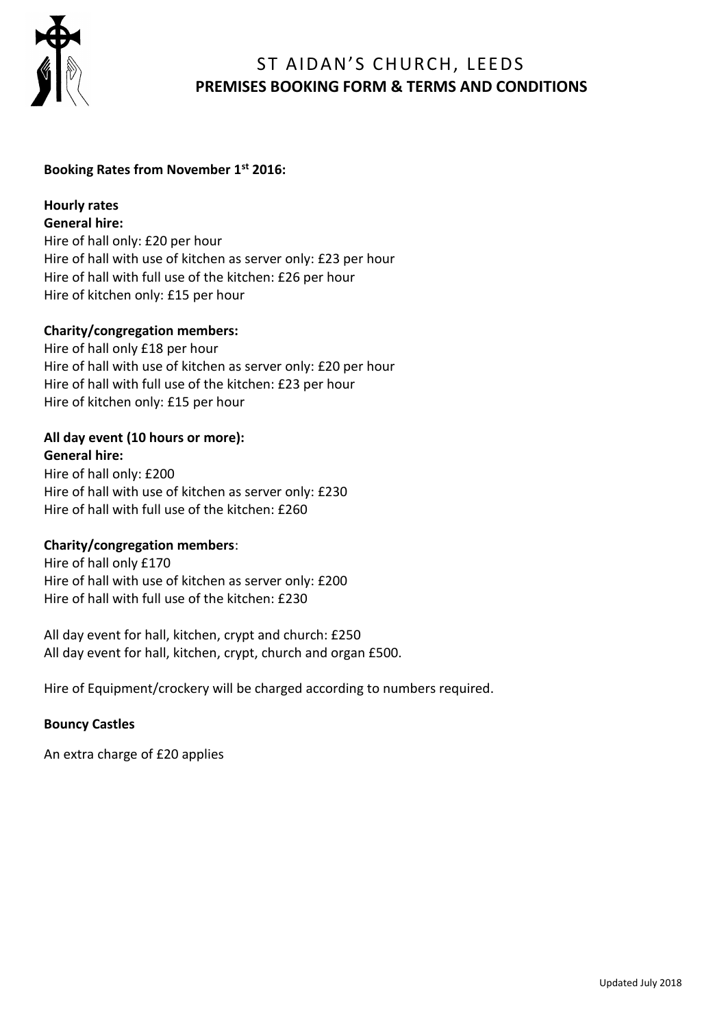# ST AIDAN'S CHURCH, LEEDS

## PREMISES BOOKING FORM & TERMS AND CONDITIONS

**Booking Rates from November 1st 2016:**

**Hourly rates**

**General hire:**

Hire of hall only: £20 per hour
Hire of hall with use of kitchen as server only: £23 per hour
Hire of hall with full use of the kitchen: £26 per hour
Hire of kitchen only: £15 per hour

**Charity/congregation members:**

Hire of hall only £18 per hour
Hire of hall with use of kitchen as server only: £20 per hour
Hire of hall with full use of the kitchen: £23 per hour
Hire of kitchen only: £15 per hour

**All day event (10 hours or more):**

**General hire:**

Hire of hall only: £200
Hire of hall with use of kitchen as server only: £230
Hire of hall with full use of the kitchen: £260

**Charity/congregation members**:

Hire of hall only £170
Hire of hall with use of kitchen as server only: £200
Hire of hall with full use of the kitchen: £230

All day event for hall, kitchen, crypt and church: £250
All day event for hall, kitchen, crypt, church and organ £500.

Hire of Equipment/crockery will be charged according to numbers required.

**Bouncy Castles**

An extra charge of £20 applies

Updated July 2018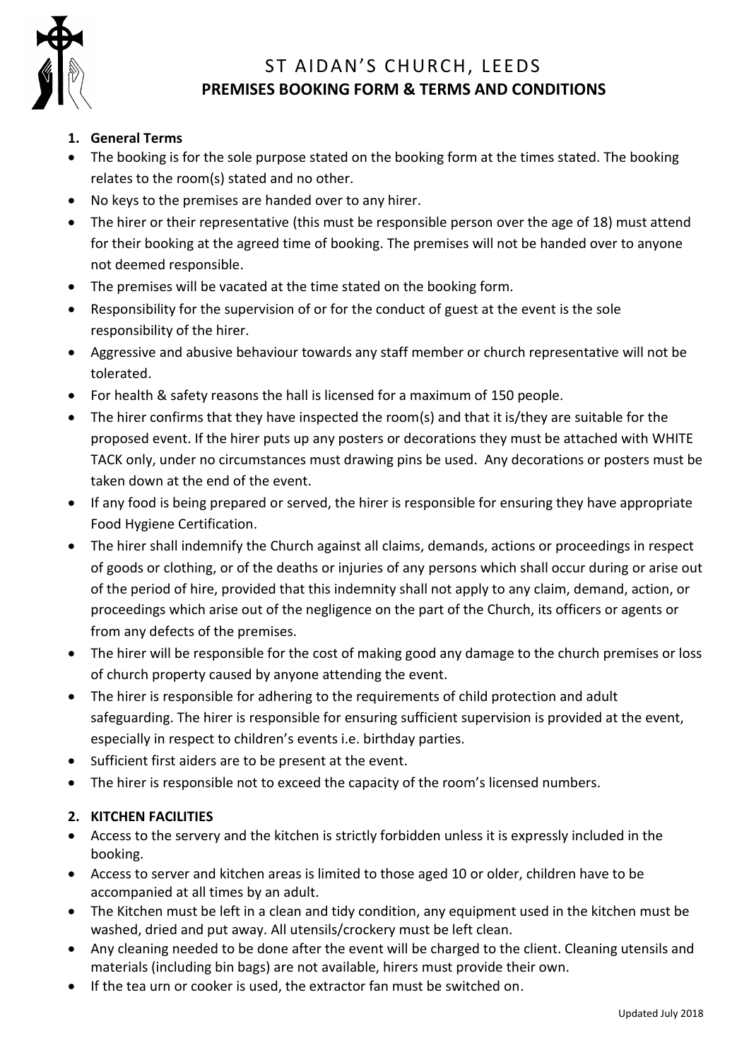# ST AIDAN'S CHURCH, LEEDS

## PREMISES BOOKING FORM & TERMS AND CONDITIONS

1. **General Terms**

- The booking is for the sole purpose stated on the booking form at the times stated. The booking relates to the room(s) stated and no other.
- No keys to the premises are handed over to any hirer.
- The hirer or their representative (this must be responsible person over the age of 18) must attend for their booking at the agreed time of booking. The premises will not be handed over to anyone not deemed responsible.
- The premises will be vacated at the time stated on the booking form.
- Responsibility for the supervision of or for the conduct of guest at the event is the sole responsibility of the hirer.
- Aggressive and abusive behaviour towards any staff member or church representative will not be tolerated.
- For health & safety reasons the hall is licensed for a maximum of 150 people.
- The hirer confirms that they have inspected the room(s) and that it is/they are suitable for the proposed event. If the hirer puts up any posters or decorations they must be attached with WHITE TACK only, under no circumstances must drawing pins be used. Any decorations or posters must be taken down at the end of the event.
- If any food is being prepared or served, the hirer is responsible for ensuring they have appropriate Food Hygiene Certification.
- The hirer shall indemnify the Church against all claims, demands, actions or proceedings in respect of goods or clothing, or of the deaths or injuries of any persons which shall occur during or arise out of the period of hire, provided that this indemnity shall not apply to any claim, demand, action, or proceedings which arise out of the negligence on the part of the Church, its officers or agents or from any defects of the premises.
- The hirer will be responsible for the cost of making good any damage to the church premises or loss of church property caused by anyone attending the event.
- The hirer is responsible for adhering to the requirements of child protection and adult safeguarding. The hirer is responsible for ensuring sufficient supervision is provided at the event, especially in respect to children's events i.e. birthday parties.
- Sufficient first aiders are to be present at the event.
- The hirer is responsible not to exceed the capacity of the room's licensed numbers.

2. **KITCHEN FACILITIES**

- Access to the servery and the kitchen is strictly forbidden unless it is expressly included in the booking.
- Access to server and kitchen areas is limited to those aged 10 or older, children have to be accompanied at all times by an adult.
- The Kitchen must be left in a clean and tidy condition, any equipment used in the kitchen must be washed, dried and put away. All utensils/crockery must be left clean.
- Any cleaning needed to be done after the event will be charged to the client. Cleaning utensils and materials (including bin bags) are not available, hirers must provide their own.
- If the tea urn or cooker is used, the extractor fan must be switched on.

Updated July 2018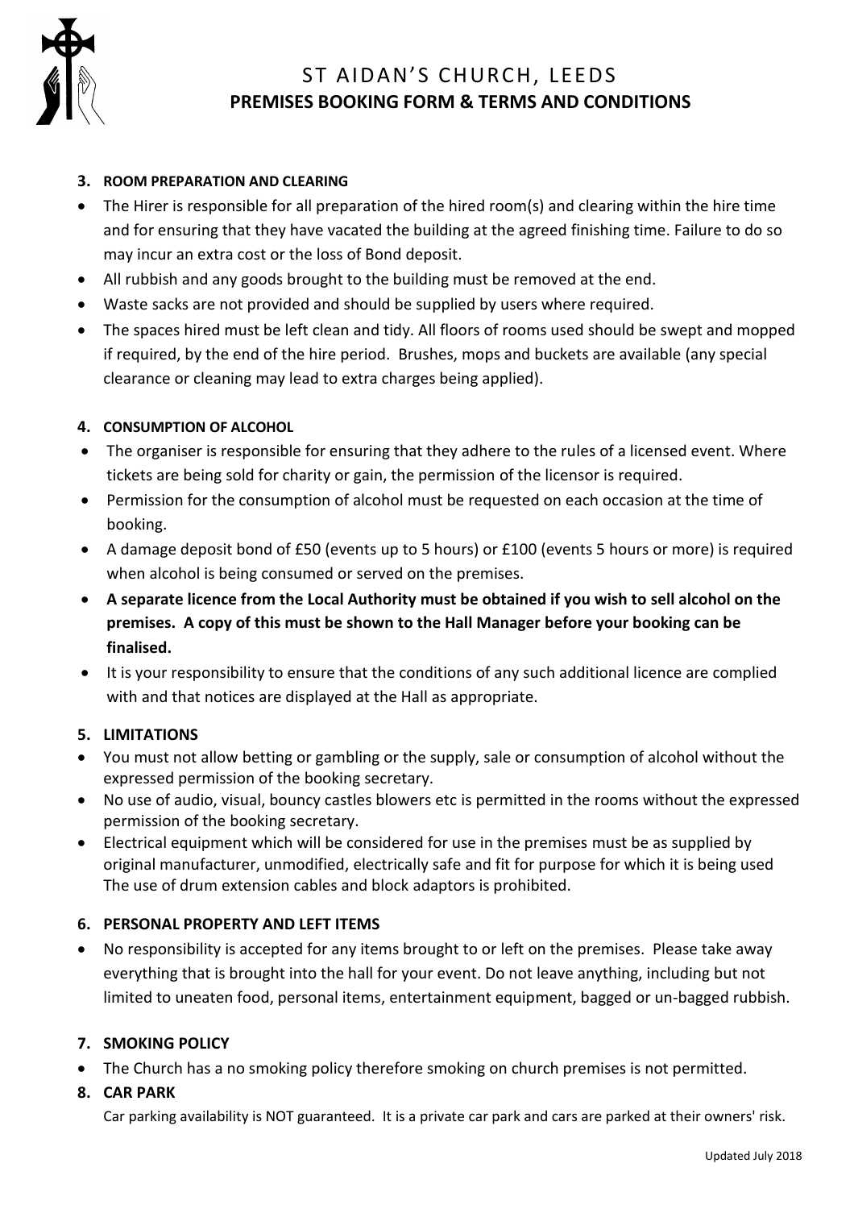# ST AIDAN'S CHURCH, LEEDS
## PREMISES BOOKING FORM & TERMS AND CONDITIONS

### 3. ROOM PREPARATION AND CLEARING

- The Hirer is responsible for all preparation of the hired room(s) and clearing within the hire time and for ensuring that they have vacated the building at the agreed finishing time. Failure to do so may incur an extra cost or the loss of Bond deposit.
- All rubbish and any goods brought to the building must be removed at the end.
- Waste sacks are not provided and should be supplied by users where required.
- The spaces hired must be left clean and tidy. All floors of rooms used should be swept and mopped if required, by the end of the hire period. Brushes, mops and buckets are available (any special clearance or cleaning may lead to extra charges being applied).

### 4. CONSUMPTION OF ALCOHOL

- The organiser is responsible for ensuring that they adhere to the rules of a licensed event. Where tickets are being sold for charity or gain, the permission of the licensor is required.
- Permission for the consumption of alcohol must be requested on each occasion at the time of booking.
- A damage deposit bond of £50 (events up to 5 hours) or £100 (events 5 hours or more) is required when alcohol is being consumed or served on the premises.
- **A separate licence from the Local Authority must be obtained if you wish to sell alcohol on the premises. A copy of this must be shown to the Hall Manager before your booking can be finalised.**
- It is your responsibility to ensure that the conditions of any such additional licence are complied with and that notices are displayed at the Hall as appropriate.

### 5. LIMITATIONS

- You must not allow betting or gambling or the supply, sale or consumption of alcohol without the expressed permission of the booking secretary.
- No use of audio, visual, bouncy castles blowers etc is permitted in the rooms without the expressed permission of the booking secretary.
- Electrical equipment which will be considered for use in the premises must be as supplied by original manufacturer, unmodified, electrically safe and fit for purpose for which it is being used The use of drum extension cables and block adaptors is prohibited.

### 6. PERSONAL PROPERTY AND LEFT ITEMS

- No responsibility is accepted for any items brought to or left on the premises. Please take away everything that is brought into the hall for your event. Do not leave anything, including but not limited to uneaten food, personal items, entertainment equipment, bagged or un-bagged rubbish.

### 7. SMOKING POLICY

- The Church has a no smoking policy therefore smoking on church premises is not permitted.

### 8. CAR PARK

Car parking availability is NOT guaranteed. It is a private car park and cars are parked at their owners' risk.

Updated July 2018